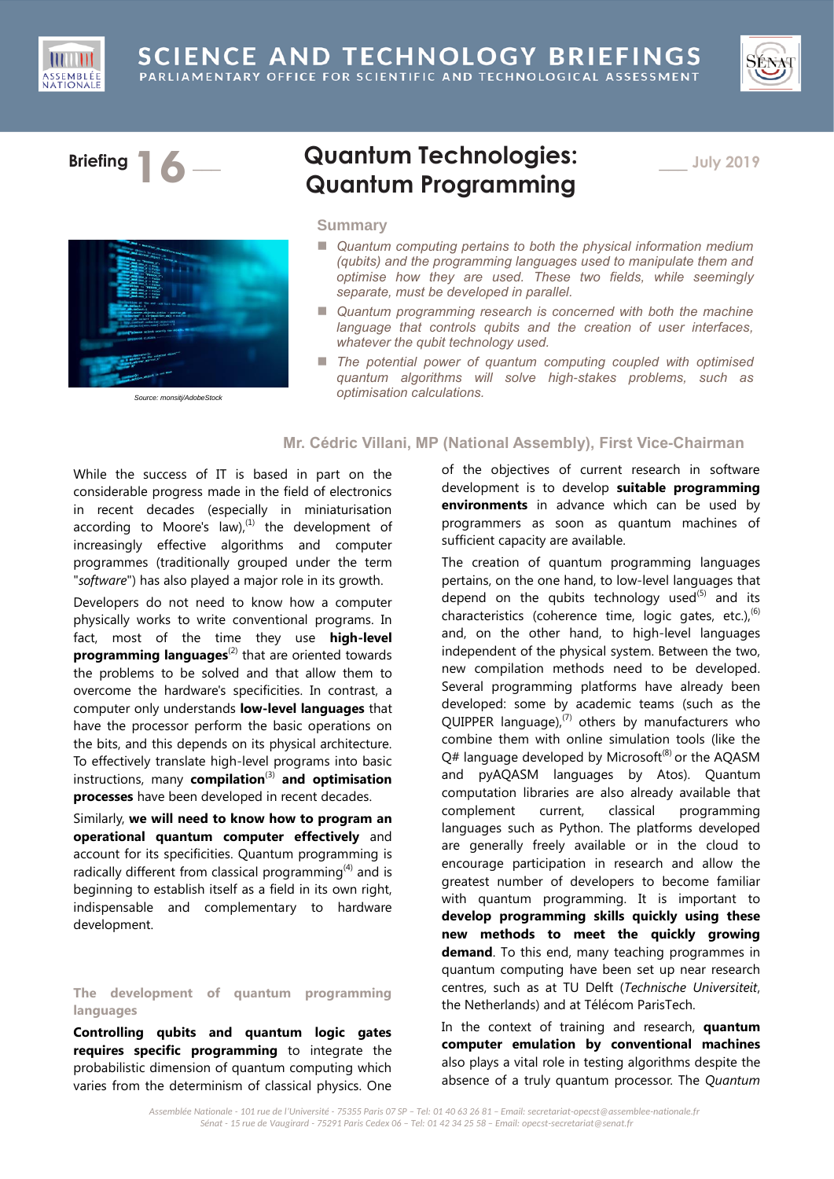# SCIENCE AND TECHNOLOGY BRIEFINGS

PARLIAMENTARY OFFICE FOR SCIENTIFIC AND TECHNOLOGICAL ASSESSMENT

**Briefing 16** — **July 2019**

# Quantum Technologies: Quantum Programming

Source: monsitj/AdobeStock

## Summary

- *Quantum computing pertains to both the physical information medium (qubits) and the programming languages used to manipulate them and optimise how they are used. These two fields, while seemingly separate, must be developed in parallel.*
- *Quantum programming research is concerned with both the machine language that controls qubits and the creation of user interfaces, whatever the qubit technology used.*
- *The potential power of quantum computing coupled with optimised quantum algorithms will solve high-stakes problems, such as optimisation calculations.*

**Mr. Cédric Villani, MP (National Assembly), First Vice-Chairman**

While the success of IT is based in part on the considerable progress made in the field of electronics in recent decades (especially in miniaturisation according to Moore's law),[1] the development of increasingly effective algorithms and computer programmes (traditionally grouped under the term "*software*") has also played a major role in its growth.

Developers do not need to know how a computer physically works to write conventional programs. In fact, most of the time they use **high-level programming languages**[2] that are oriented towards the problems to be solved and that allow them to overcome the hardware's specificities. In contrast, a computer only understands **low-level languages** that have the processor perform the basic operations on the bits, and this depends on its physical architecture. To effectively translate high-level programs into basic instructions, many **compilation**[3] **and optimisation processes** have been developed in recent decades.

Similarly, **we will need to know how to program an operational quantum computer effectively** and account for its specificities. Quantum programming is radically different from classical programming[4] and is beginning to establish itself as a field in its own right, indispensable and complementary to hardware development.

### The development of quantum programming languages

**Controlling qubits and quantum logic gates requires specific programming** to integrate the probabilistic dimension of quantum computing which varies from the determinism of classical physics. One of the objectives of current research in software development is to develop **suitable programming environments** in advance which can be used by programmers as soon as quantum machines of sufficient capacity are available.

The creation of quantum programming languages pertains, on the one hand, to low-level languages that depend on the qubits technology used[5] and its characteristics (coherence time, logic gates, etc.),[6] and, on the other hand, to high-level languages independent of the physical system. Between the two, new compilation methods need to be developed. Several programming platforms have already been developed: some by academic teams (such as the QUIPPER language),[7] others by manufacturers who combine them with online simulation tools (like the Q# language developed by Microsoft[8] or the AQASM and pyAQASM languages by Atos). Quantum computation libraries are also already available that complement current, classical programming languages such as Python. The platforms developed are generally freely available or in the cloud to encourage participation in research and allow the greatest number of developers to become familiar with quantum programming. It is important to **develop programming skills quickly using these new methods to meet the quickly growing demand**. To this end, many teaching programmes in quantum computing have been set up near research centres, such as at TU Delft (*Technische Universiteit*, the Netherlands) and at Télécom ParisTech.

In the context of training and research, **quantum computer emulation by conventional machines** also plays a vital role in testing algorithms despite the absence of a truly quantum processor. The *Quantum*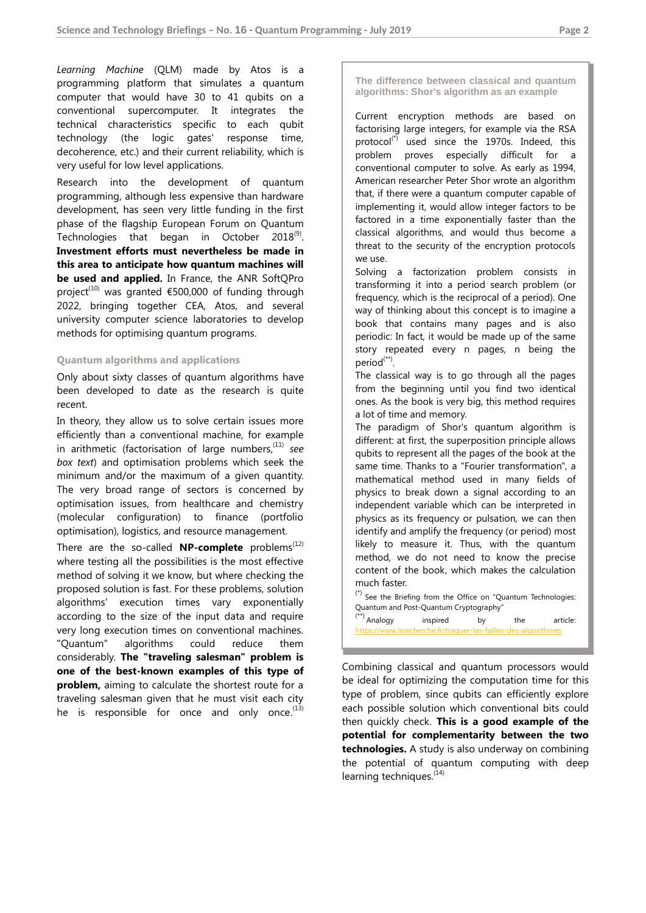*Learning Machine* (QLM) made by Atos is a programming platform that simulates a quantum computer that would have 30 to 41 qubits on a conventional supercomputer. It integrates the technical characteristics specific to each qubit technology (the logic gates' response time, decoherence, etc.) and their current reliability, which is very useful for low level applications.

Research into the development of quantum programming, although less expensive than hardware development, has seen very little funding in the first phase of the flagship European Forum on Quantum Technologies that began in October 2018[9]. **Investment efforts must nevertheless be made in this area to anticipate how quantum machines will be used and applied.** In France, the ANR SoftQPro project[10] was granted €500,000 of funding through 2022, bringing together CEA, Atos, and several university computer science laboratories to develop methods for optimising quantum programs.

### Quantum algorithms and applications

Only about sixty classes of quantum algorithms have been developed to date as the research is quite recent.

In theory, they allow us to solve certain issues more efficiently than a conventional machine, for example in arithmetic (factorisation of large numbers,[11] *see box text*) and optimisation problems which seek the minimum and/or the maximum of a given quantity. The very broad range of sectors is concerned by optimisation issues, from healthcare and chemistry (molecular configuration) to finance (portfolio optimisation), logistics, and resource management.

There are the so-called **NP-complete** problems[12] where testing all the possibilities is the most effective method of solving it we know, but where checking the proposed solution is fast. For these problems, solution algorithms' execution times vary exponentially according to the size of the input data and require very long execution times on conventional machines. "Quantum" algorithms could reduce them considerably. **The "traveling salesman" problem is one of the best-known examples of this type of problem,** aiming to calculate the shortest route for a traveling salesman given that he must visit each city he is responsible for once and only once.[13]

> **The difference between classical and quantum algorithms: Shor's algorithm as an example**
>
> Current encryption methods are based on factorising large integers, for example via the RSA protocol[(*)] used since the 1970s. Indeed, this problem proves especially difficult for a conventional computer to solve. As early as 1994, American researcher Peter Shor wrote an algorithm that, if there were a quantum computer capable of implementing it, would allow integer factors to be factored in a time exponentially faster than the classical algorithms, and would thus become a threat to the security of the encryption protocols we use.
>
> Solving a factorization problem consists in transforming it into a period search problem (or frequency, which is the reciprocal of a period). One way of thinking about this concept is to imagine a book that contains many pages and is also periodic: In fact, it would be made up of the same story repeated every n pages, n being the period[(**)].
>
> The classical way is to go through all the pages from the beginning until you find two identical ones. As the book is very big, this method requires a lot of time and memory.
>
> The paradigm of Shor's quantum algorithm is different: at first, the superposition principle allows qubits to represent all the pages of the book at the same time. Thanks to a "Fourier transformation", a mathematical method used in many fields of physics to break down a signal according to an independent variable which can be interpreted in physics as its frequency or pulsation, we can then identify and amplify the frequency (or period) most likely to measure it. Thus, with the quantum method, we do not need to know the precise content of the book, which makes the calculation much faster.
>
> [(*)] See the Briefing from the Office on "Quantum Technologies: Quantum and Post-Quantum Cryptography"
>
> [(**)] Analogy inspired by the article: https://www.larecherche.fr/traquer-les-failles-des-algorithmes

Combining classical and quantum processors would be ideal for optimizing the computation time for this type of problem, since qubits can efficiently explore each possible solution which conventional bits could then quickly check. **This is a good example of the potential for complementarity between the two technologies.** A study is also underway on combining the potential of quantum computing with deep learning techniques.[14]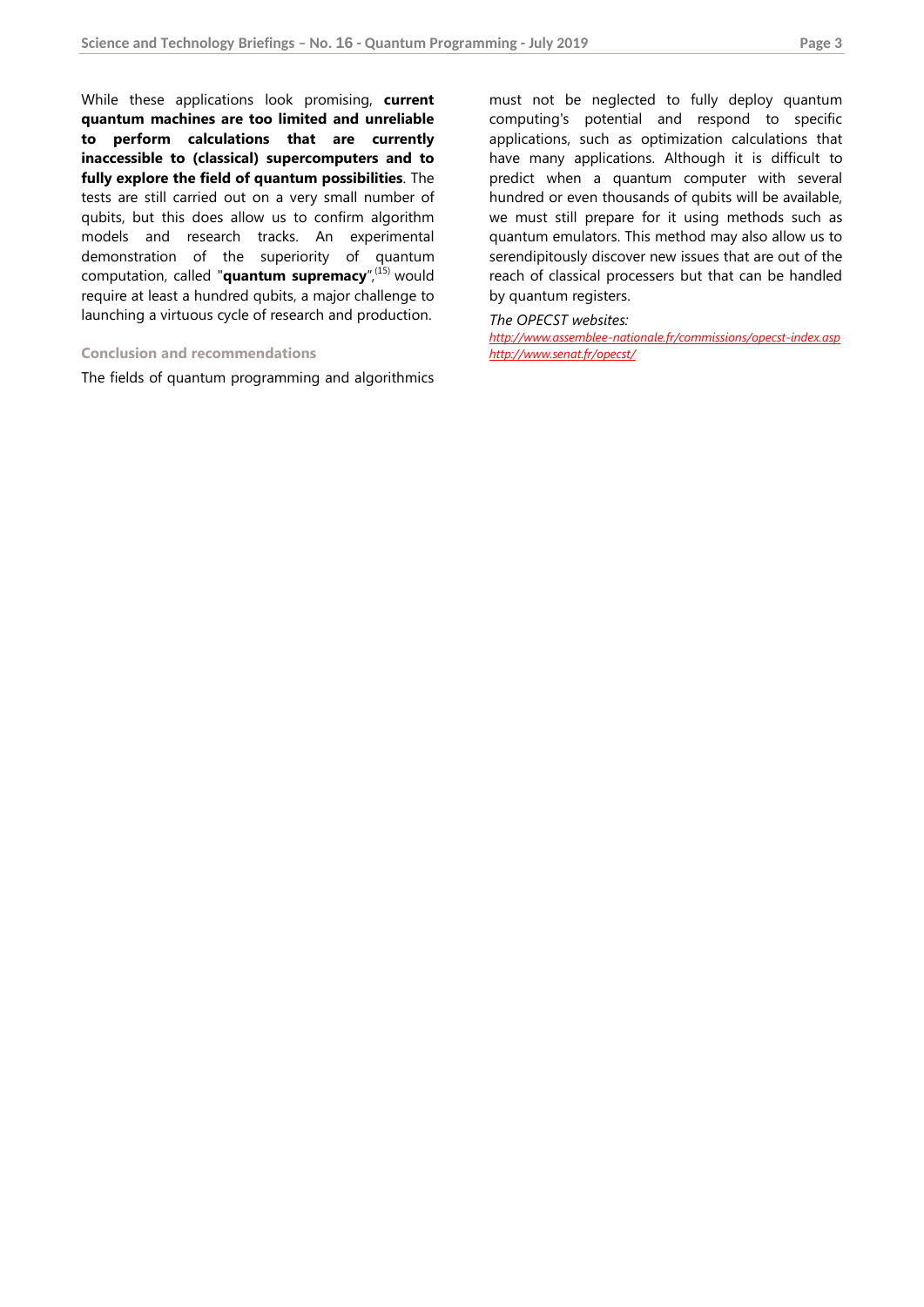While these applications look promising, **current quantum machines are too limited and unreliable to perform calculations that are currently inaccessible to (classical) supercomputers and to fully explore the field of quantum possibilities**. The tests are still carried out on a very small number of qubits, but this does allow us to confirm algorithm models and research tracks. An experimental demonstration of the superiority of quantum computation, called "**quantum supremacy**",(15) would require at least a hundred qubits, a major challenge to launching a virtuous cycle of research and production.

### Conclusion and recommendations

The fields of quantum programming and algorithmics must not be neglected to fully deploy quantum computing's potential and respond to specific applications, such as optimization calculations that have many applications. Although it is difficult to predict when a quantum computer with several hundred or even thousands of qubits will be available, we must still prepare for it using methods such as quantum emulators. This method may also allow us to serendipitously discover new issues that are out of the reach of classical processers but that can be handled by quantum registers.

*The OPECST websites:*

*http://www.assemblee-nationale.fr/commissions/opecst-index.asp*
*http://www.senat.fr/opecst/*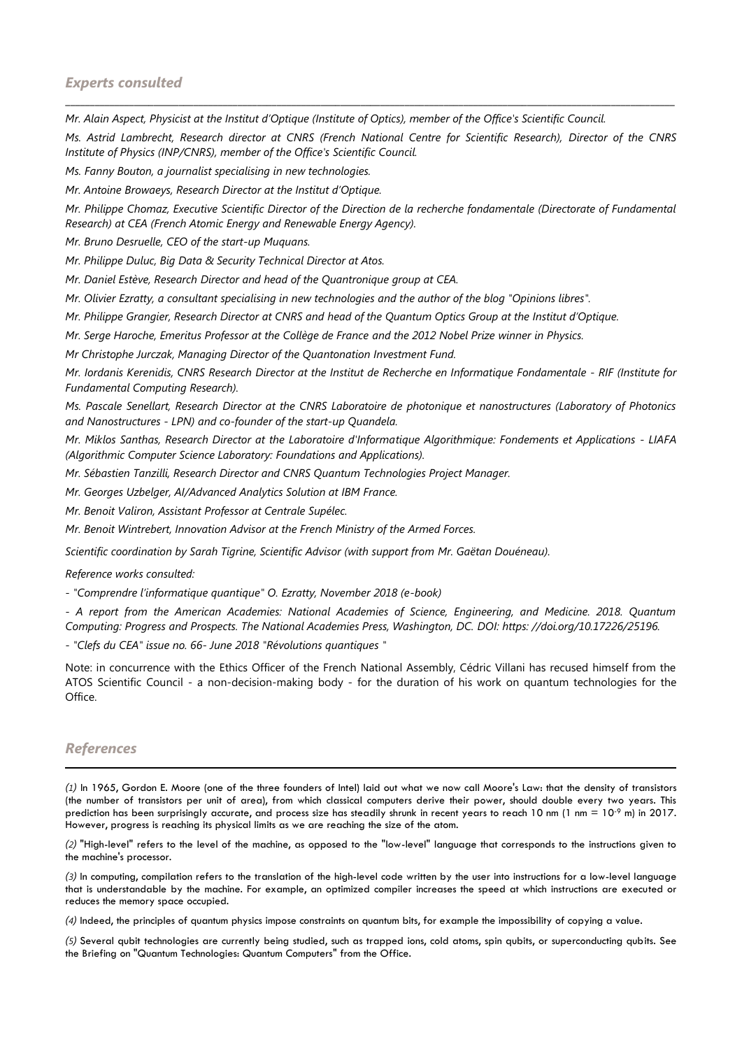## *Experts consulted*

*Mr. Alain Aspect, Physicist at the Institut d'Optique (Institute of Optics), member of the Office's Scientific Council.*

*Ms. Astrid Lambrecht, Research director at CNRS (French National Centre for Scientific Research), Director of the CNRS Institute of Physics (INP/CNRS), member of the Office's Scientific Council.*

*Ms. Fanny Bouton, a journalist specialising in new technologies.*

*Mr. Antoine Browaeys, Research Director at the Institut d'Optique.*

*Mr. Philippe Chomaz, Executive Scientific Director of the Direction de la recherche fondamentale (Directorate of Fundamental Research) at CEA (French Atomic Energy and Renewable Energy Agency).*

*Mr. Bruno Desruelle, CEO of the start-up Muquans.*

*Mr. Philippe Duluc, Big Data & Security Technical Director at Atos.*

*Mr. Daniel Estève, Research Director and head of the Quantronique group at CEA.*

*Mr. Olivier Ezratty, a consultant specialising in new technologies and the author of the blog "Opinions libres".*

*Mr. Philippe Grangier, Research Director at CNRS and head of the Quantum Optics Group at the Institut d'Optique.*

*Mr. Serge Haroche, Emeritus Professor at the Collège de France and the 2012 Nobel Prize winner in Physics.*

*Mr Christophe Jurczak, Managing Director of the Quantonation Investment Fund.*

*Mr. Iordanis Kerenidis, CNRS Research Director at the Institut de Recherche en Informatique Fondamentale - RIF (Institute for Fundamental Computing Research).*

*Ms. Pascale Senellart, Research Director at the CNRS Laboratoire de photonique et nanostructures (Laboratory of Photonics and Nanostructures - LPN) and co-founder of the start-up Quandela.*

*Mr. Miklos Santhas, Research Director at the Laboratoire d'Informatique Algorithmique: Fondements et Applications - LIAFA (Algorithmic Computer Science Laboratory: Foundations and Applications).*

*Mr. Sébastien Tanzilli, Research Director and CNRS Quantum Technologies Project Manager.*

*Mr. Georges Uzbelger, AI/Advanced Analytics Solution at IBM France.*

*Mr. Benoit Valiron, Assistant Professor at Centrale Supélec.*

*Mr. Benoit Wintrebert, Innovation Advisor at the French Ministry of the Armed Forces.*

*Scientific coordination by Sarah Tigrine, Scientific Advisor (with support from Mr. Gaëtan Douéneau).*

*Reference works consulted:*

*- "Comprendre l'informatique quantique" O. Ezratty, November 2018 (e-book)*

*- A report from the American Academies: National Academies of Science, Engineering, and Medicine. 2018. Quantum Computing: Progress and Prospects. The National Academies Press, Washington, DC. DOI: https: //doi.org/10.17226/25196.*

*- "Clefs du CEA" issue no. 66- June 2018 "Révolutions quantiques "*

Note: in concurrence with the Ethics Officer of the French National Assembly, Cédric Villani has recused himself from the ATOS Scientific Council - a non-decision-making body - for the duration of his work on quantum technologies for the Office.

## *References*

*(1)* In 1965, Gordon E. Moore (one of the three founders of Intel) laid out what we now call Moore's Law: that the density of transistors (the number of transistors per unit of area), from which classical computers derive their power, should double every two years. This prediction has been surprisingly accurate, and process size has steadily shrunk in recent years to reach 10 nm (1 nm = $10^{-9}$ m) in 2017. However, progress is reaching its physical limits as we are reaching the size of the atom.

*(2)* "High-level" refers to the level of the machine, as opposed to the "low-level" language that corresponds to the instructions given to the machine's processor.

*(3)* In computing, compilation refers to the translation of the high-level code written by the user into instructions for a low-level language that is understandable by the machine. For example, an optimized compiler increases the speed at which instructions are executed or reduces the memory space occupied.

*(4)* Indeed, the principles of quantum physics impose constraints on quantum bits, for example the impossibility of copying a value.

*(5)* Several qubit technologies are currently being studied, such as trapped ions, cold atoms, spin qubits, or superconducting qubits. See the Briefing on "Quantum Technologies: Quantum Computers" from the Office.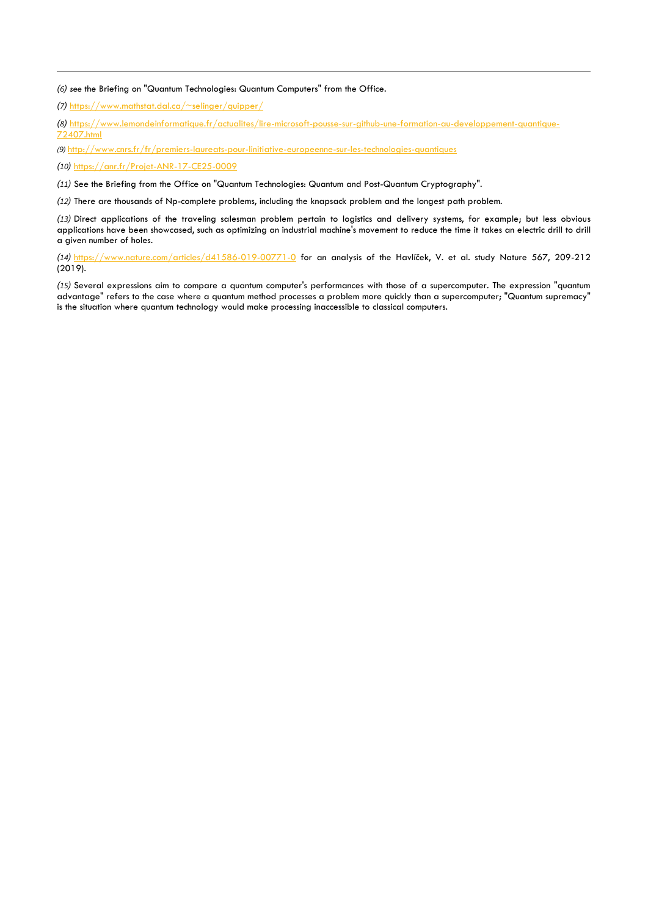*(6) see* the Briefing on "Quantum Technologies: Quantum Computers" from the Office.

*(7)* https://www.mathstat.dal.ca/~selinger/quipper/

*(8)* https://www.lemondeinformatique.fr/actualites/lire-microsoft-pousse-sur-github-une-formation-au-developpement-quantique-72407.html

*(9)* http://www.cnrs.fr/fr/premiers-laureats-pour-linitiative-europeenne-sur-les-technologies-quantiques

*(10)* https://anr.fr/Projet-ANR-17-CE25-0009

*(11)* See the Briefing from the Office on "Quantum Technologies: Quantum and Post-Quantum Cryptography".

*(12)* There are thousands of Np-complete problems, including the knapsack problem and the longest path problem.

*(13)* Direct applications of the traveling salesman problem pertain to logistics and delivery systems, for example; but less obvious applications have been showcased, such as optimizing an industrial machine's movement to reduce the time it takes an electric drill to drill a given number of holes.

*(14)* https://www.nature.com/articles/d41586-019-00771-0 for an analysis of the Havlíček, V. et al. study Nature 567, 209-212 (2019).

*(15)* Several expressions aim to compare a quantum computer's performances with those of a supercomputer. The expression "quantum advantage" refers to the case where a quantum method processes a problem more quickly than a supercomputer; "Quantum supremacy" is the situation where quantum technology would make processing inaccessible to classical computers.